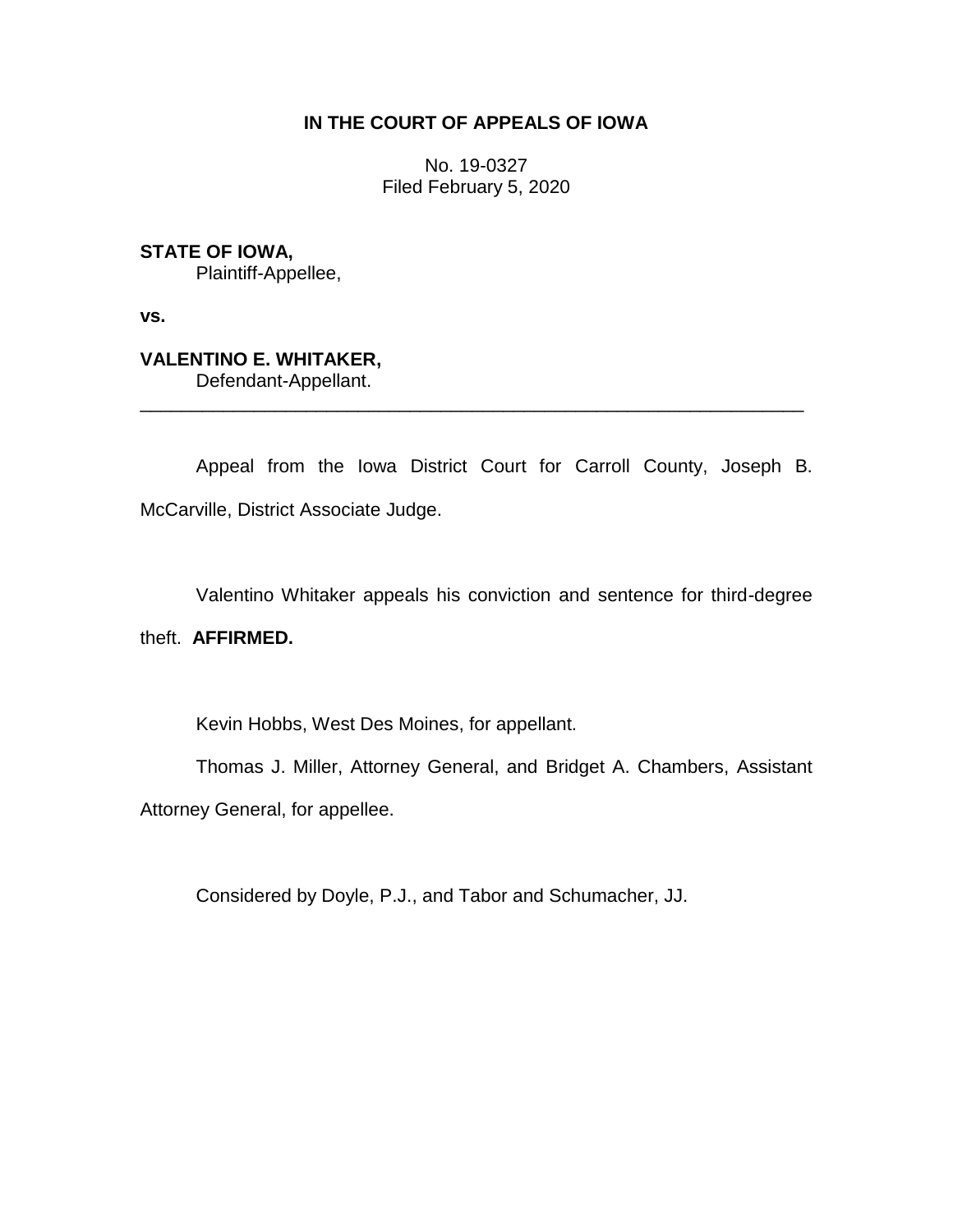# IN THE COURT OF APPEALS OF IOWA

No. 19-0327
Filed February 5, 2020

**STATE OF IOWA,**
Plaintiff-Appellee,

**vs.**

**VALENTINO E. WHITAKER,**
Defendant-Appellant.

---

Appeal from the Iowa District Court for Carroll County, Joseph B. McCarville, District Associate Judge.

Valentino Whitaker appeals his conviction and sentence for third-degree theft. **AFFIRMED.**

Kevin Hobbs, West Des Moines, for appellant.

Thomas J. Miller, Attorney General, and Bridget A. Chambers, Assistant Attorney General, for appellee.

Considered by Doyle, P.J., and Tabor and Schumacher, JJ.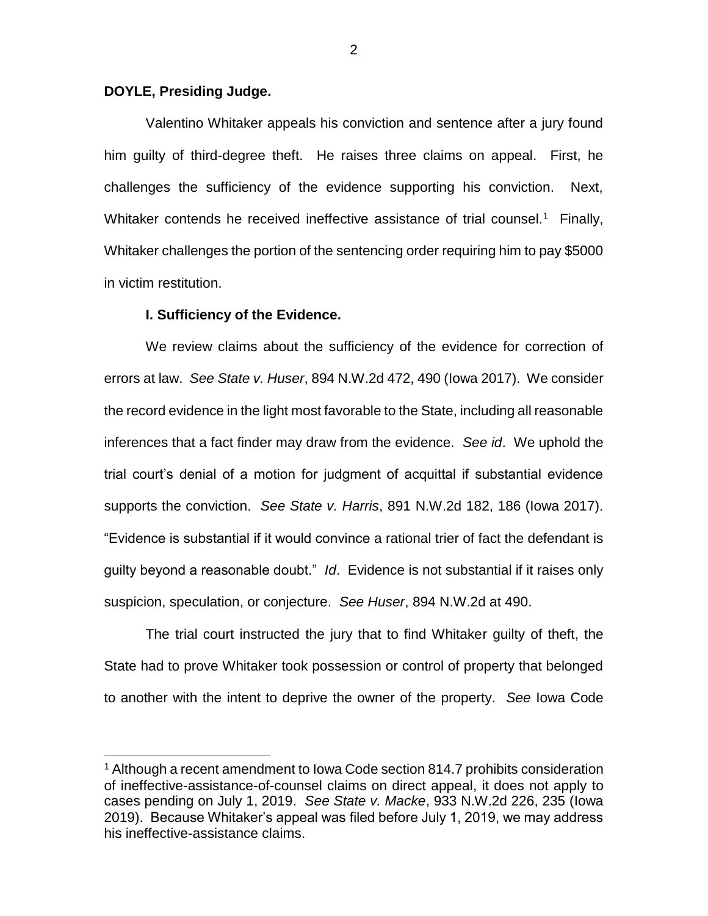**DOYLE, Presiding Judge.**

Valentino Whitaker appeals his conviction and sentence after a jury found him guilty of third-degree theft. He raises three claims on appeal. First, he challenges the sufficiency of the evidence supporting his conviction. Next, Whitaker contends he received ineffective assistance of trial counsel.[1] Finally, Whitaker challenges the portion of the sentencing order requiring him to pay $5000 in victim restitution.

**I. Sufficiency of the Evidence.**

We review claims about the sufficiency of the evidence for correction of errors at law. *See State v. Huser*, 894 N.W.2d 472, 490 (Iowa 2017). We consider the record evidence in the light most favorable to the State, including all reasonable inferences that a fact finder may draw from the evidence. *See id*. We uphold the trial court's denial of a motion for judgment of acquittal if substantial evidence supports the conviction. *See State v. Harris*, 891 N.W.2d 182, 186 (Iowa 2017). "Evidence is substantial if it would convince a rational trier of fact the defendant is guilty beyond a reasonable doubt." *Id*. Evidence is not substantial if it raises only suspicion, speculation, or conjecture. *See Huser*, 894 N.W.2d at 490.

The trial court instructed the jury that to find Whitaker guilty of theft, the State had to prove Whitaker took possession or control of property that belonged to another with the intent to deprive the owner of the property. *See* Iowa Code

[1] Although a recent amendment to Iowa Code section 814.7 prohibits consideration of ineffective-assistance-of-counsel claims on direct appeal, it does not apply to cases pending on July 1, 2019. *See State v. Macke*, 933 N.W.2d 226, 235 (Iowa 2019). Because Whitaker's appeal was filed before July 1, 2019, we may address his ineffective-assistance claims.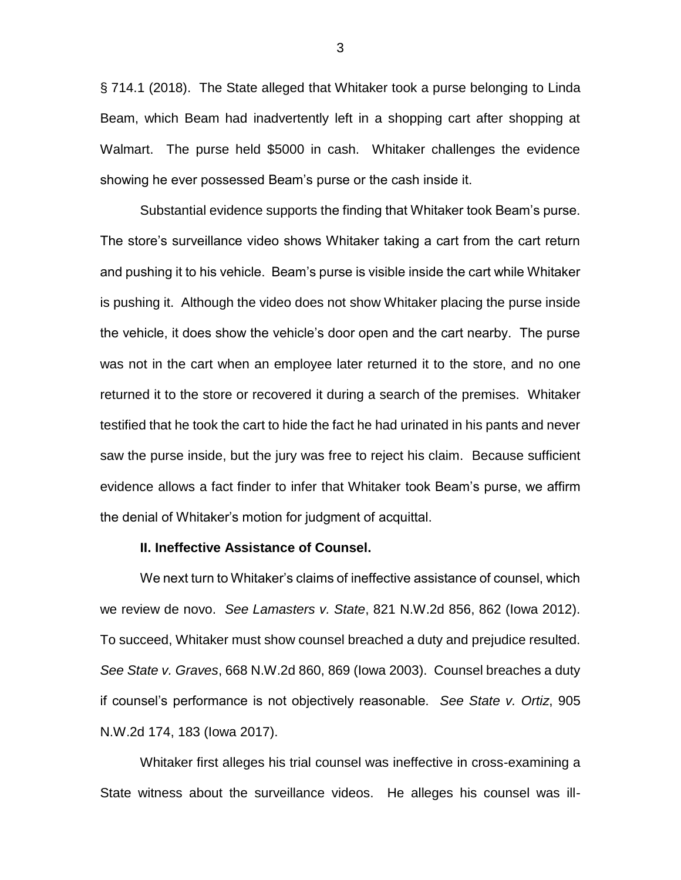§ 714.1 (2018). The State alleged that Whitaker took a purse belonging to Linda Beam, which Beam had inadvertently left in a shopping cart after shopping at Walmart. The purse held $5000 in cash. Whitaker challenges the evidence showing he ever possessed Beam's purse or the cash inside it.

Substantial evidence supports the finding that Whitaker took Beam's purse. The store's surveillance video shows Whitaker taking a cart from the cart return and pushing it to his vehicle. Beam's purse is visible inside the cart while Whitaker is pushing it. Although the video does not show Whitaker placing the purse inside the vehicle, it does show the vehicle's door open and the cart nearby. The purse was not in the cart when an employee later returned it to the store, and no one returned it to the store or recovered it during a search of the premises. Whitaker testified that he took the cart to hide the fact he had urinated in his pants and never saw the purse inside, but the jury was free to reject his claim. Because sufficient evidence allows a fact finder to infer that Whitaker took Beam's purse, we affirm the denial of Whitaker's motion for judgment of acquittal.

**II. Ineffective Assistance of Counsel.**

We next turn to Whitaker's claims of ineffective assistance of counsel, which we review de novo. *See Lamasters v. State*, 821 N.W.2d 856, 862 (Iowa 2012). To succeed, Whitaker must show counsel breached a duty and prejudice resulted. *See State v. Graves*, 668 N.W.2d 860, 869 (Iowa 2003). Counsel breaches a duty if counsel's performance is not objectively reasonable. *See State v. Ortiz*, 905 N.W.2d 174, 183 (Iowa 2017).

Whitaker first alleges his trial counsel was ineffective in cross-examining a State witness about the surveillance videos. He alleges his counsel was ill-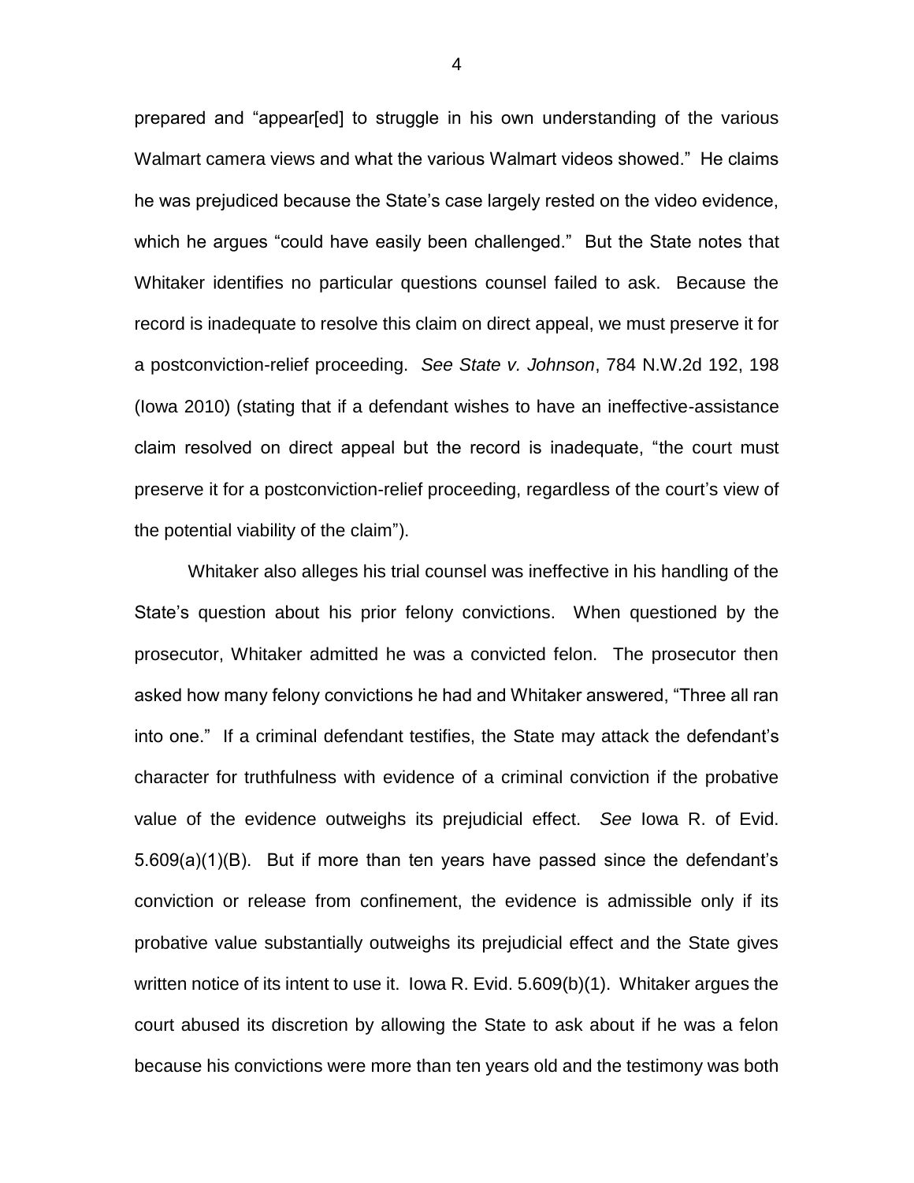prepared and "appear[ed] to struggle in his own understanding of the various Walmart camera views and what the various Walmart videos showed." He claims he was prejudiced because the State's case largely rested on the video evidence, which he argues "could have easily been challenged." But the State notes that Whitaker identifies no particular questions counsel failed to ask. Because the record is inadequate to resolve this claim on direct appeal, we must preserve it for a postconviction-relief proceeding. *See State v. Johnson*, 784 N.W.2d 192, 198 (Iowa 2010) (stating that if a defendant wishes to have an ineffective-assistance claim resolved on direct appeal but the record is inadequate, "the court must preserve it for a postconviction-relief proceeding, regardless of the court's view of the potential viability of the claim").

Whitaker also alleges his trial counsel was ineffective in his handling of the State's question about his prior felony convictions. When questioned by the prosecutor, Whitaker admitted he was a convicted felon. The prosecutor then asked how many felony convictions he had and Whitaker answered, "Three all ran into one." If a criminal defendant testifies, the State may attack the defendant's character for truthfulness with evidence of a criminal conviction if the probative value of the evidence outweighs its prejudicial effect. *See* Iowa R. of Evid. 5.609(a)(1)(B). But if more than ten years have passed since the defendant's conviction or release from confinement, the evidence is admissible only if its probative value substantially outweighs its prejudicial effect and the State gives written notice of its intent to use it. Iowa R. Evid. 5.609(b)(1). Whitaker argues the court abused its discretion by allowing the State to ask about if he was a felon because his convictions were more than ten years old and the testimony was both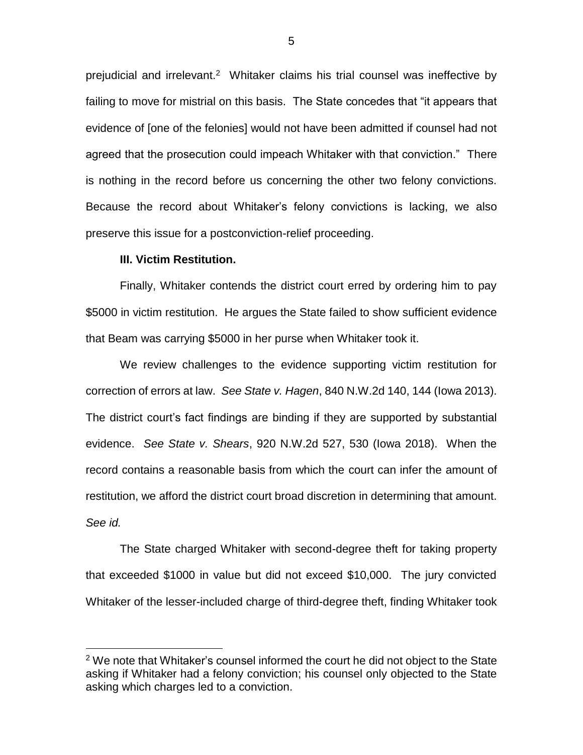prejudicial and irrelevant.[2] Whitaker claims his trial counsel was ineffective by failing to move for mistrial on this basis. The State concedes that "it appears that evidence of [one of the felonies] would not have been admitted if counsel had not agreed that the prosecution could impeach Whitaker with that conviction." There is nothing in the record before us concerning the other two felony convictions. Because the record about Whitaker's felony convictions is lacking, we also preserve this issue for a postconviction-relief proceeding.

### III. Victim Restitution.

Finally, Whitaker contends the district court erred by ordering him to pay $5000 in victim restitution. He argues the State failed to show sufficient evidence that Beam was carrying $5000 in her purse when Whitaker took it.

We review challenges to the evidence supporting victim restitution for correction of errors at law. *See State v. Hagen*, 840 N.W.2d 140, 144 (Iowa 2013). The district court's fact findings are binding if they are supported by substantial evidence. *See State v. Shears*, 920 N.W.2d 527, 530 (Iowa 2018). When the record contains a reasonable basis from which the court can infer the amount of restitution, we afford the district court broad discretion in determining that amount. *See id.*

The State charged Whitaker with second-degree theft for taking property that exceeded $1000 in value but did not exceed $10,000. The jury convicted Whitaker of the lesser-included charge of third-degree theft, finding Whitaker took

---

[2] We note that Whitaker's counsel informed the court he did not object to the State asking if Whitaker had a felony conviction; his counsel only objected to the State asking which charges led to a conviction.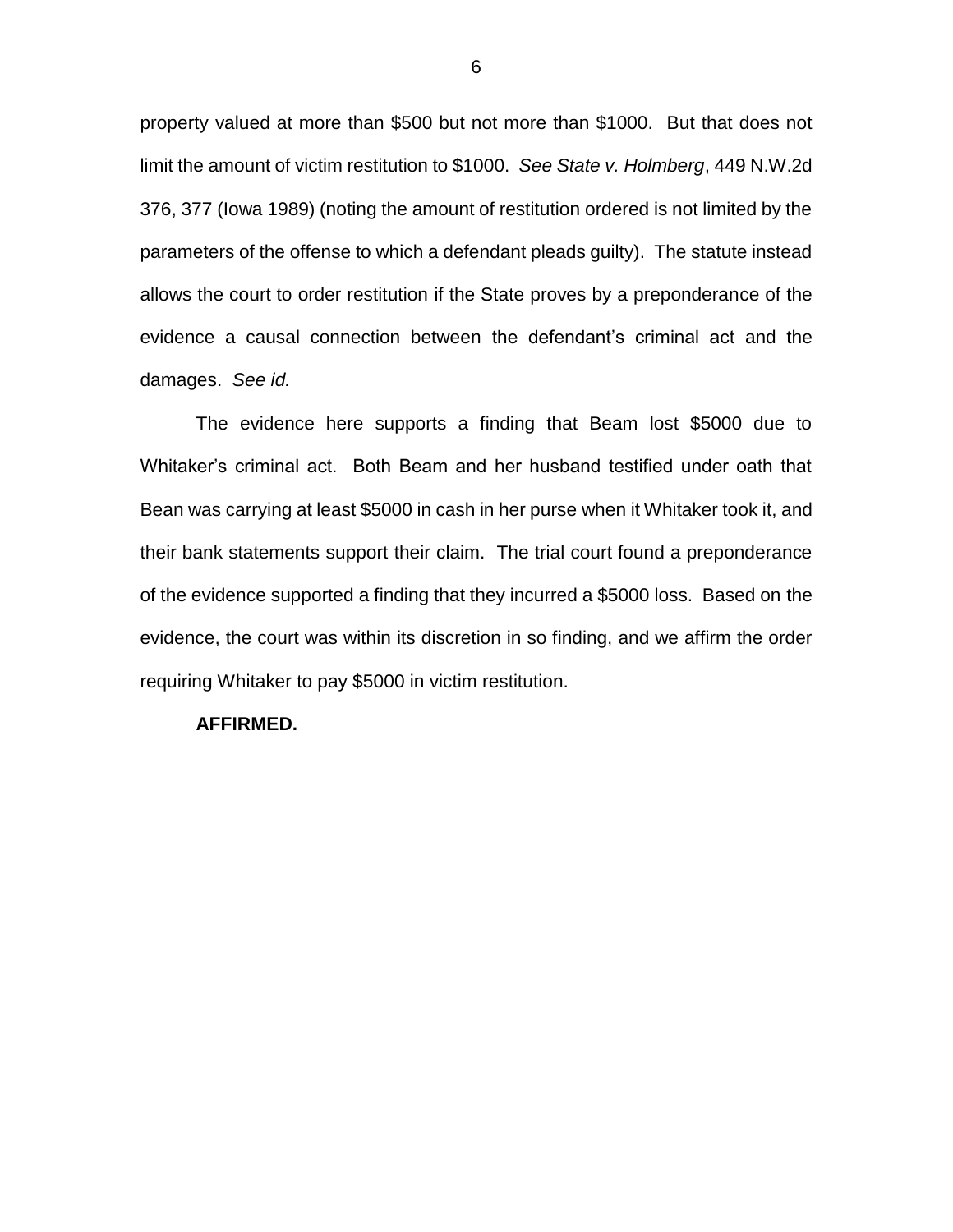property valued at more than $500 but not more than $1000. But that does not limit the amount of victim restitution to $1000. *See State v. Holmberg*, 449 N.W.2d 376, 377 (Iowa 1989) (noting the amount of restitution ordered is not limited by the parameters of the offense to which a defendant pleads guilty). The statute instead allows the court to order restitution if the State proves by a preponderance of the evidence a causal connection between the defendant's criminal act and the damages. *See id.*

The evidence here supports a finding that Beam lost $5000 due to Whitaker's criminal act. Both Beam and her husband testified under oath that Bean was carrying at least $5000 in cash in her purse when it Whitaker took it, and their bank statements support their claim. The trial court found a preponderance of the evidence supported a finding that they incurred a $5000 loss. Based on the evidence, the court was within its discretion in so finding, and we affirm the order requiring Whitaker to pay $5000 in victim restitution.

**AFFIRMED.**